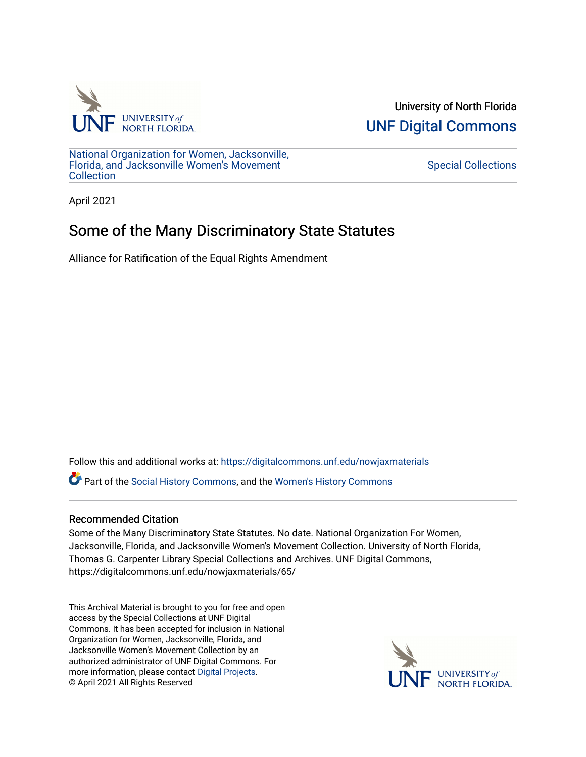University of North Florida

UNF Digital Commons

National Organization for Women, Jacksonville, Florida, and Jacksonville Women's Movement Collection

Special Collections

April 2021

# Some of the Many Discriminatory State Statutes

Alliance for Ratification of the Equal Rights Amendment

Follow this and additional works at: https://digitalcommons.unf.edu/nowjaxmaterials

Part of the Social History Commons, and the Women's History Commons

## Recommended Citation

Some of the Many Discriminatory State Statutes. No date. National Organization For Women, Jacksonville, Florida, and Jacksonville Women's Movement Collection. University of North Florida, Thomas G. Carpenter Library Special Collections and Archives. UNF Digital Commons, https://digitalcommons.unf.edu/nowjaxmaterials/65/

This Archival Material is brought to you for free and open access by the Special Collections at UNF Digital Commons. It has been accepted for inclusion in National Organization for Women, Jacksonville, Florida, and Jacksonville Women's Movement Collection by an authorized administrator of UNF Digital Commons. For more information, please contact Digital Projects.
© April 2021 All Rights Reserved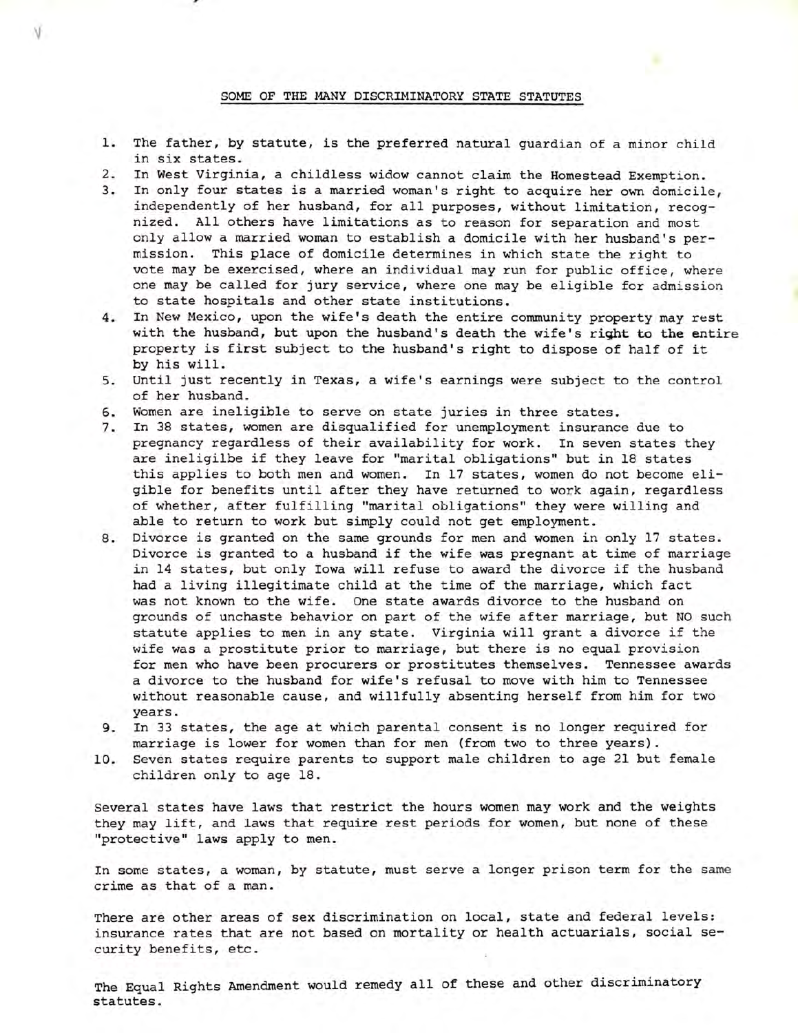## SOME OF THE MANY DISCRIMINATORY STATE STATUTES

1. The father, by statute, is the preferred natural guardian of a minor child in six states.
2. In West Virginia, a childless widow cannot claim the Homestead Exemption.
3. In only four states is a married woman's right to acquire her own domicile, independently of her husband, for all purposes, without limitation, recognized. All others have limitations as to reason for separation and most only allow a married woman to establish a domicile with her husband's permission. This place of domicile determines in which state the right to vote may be exercised, where an individual may run for public office, where one may be called for jury service, where one may be eligible for admission to state hospitals and other state institutions.
4. In New Mexico, upon the wife's death the entire community property may rest with the husband, but upon the husband's death the wife's right to the entire property is first subject to the husband's right to dispose of half of it by his will.
5. Until just recently in Texas, a wife's earnings were subject to the control of her husband.
6. Women are ineligible to serve on state juries in three states.
7. In 38 states, women are disqualified for unemployment insurance due to pregnancy regardless of their availability for work. In seven states they are ineligilbe if they leave for "marital obligations" but in 18 states this applies to both men and women. In 17 states, women do not become eligible for benefits until after they have returned to work again, regardless of whether, after fulfilling "marital obligations" they were willing and able to return to work but simply could not get employment.
8. Divorce is granted on the same grounds for men and women in only 17 states. Divorce is granted to a husband if the wife was pregnant at time of marriage in 14 states, but only Iowa will refuse to award the divorce if the husband had a living illegitimate child at the time of the marriage, which fact was not known to the wife. One state awards divorce to the husband on grounds of unchaste behavior on part of the wife after marriage, but NO such statute applies to men in any state. Virginia will grant a divorce if the wife was a prostitute prior to marriage, but there is no equal provision for men who have been procurers or prostitutes themselves. Tennessee awards a divorce to the husband for wife's refusal to move with him to Tennessee without reasonable cause, and willfully absenting herself from him for two years.
9. In 33 states, the age at which parental consent is no longer required for marriage is lower for women than for men (from two to three years).
10. Seven states require parents to support male children to age 21 but female children only to age 18.

Several states have laws that restrict the hours women may work and the weights they may lift, and laws that require rest periods for women, but none of these "protective" laws apply to men.

In some states, a woman, by statute, must serve a longer prison term for the same crime as that of a man.

There are other areas of sex discrimination on local, state and federal levels: insurance rates that are not based on mortality or health actuarials, social security benefits, etc.

The Equal Rights Amendment would remedy all of these and other discriminatory statutes.